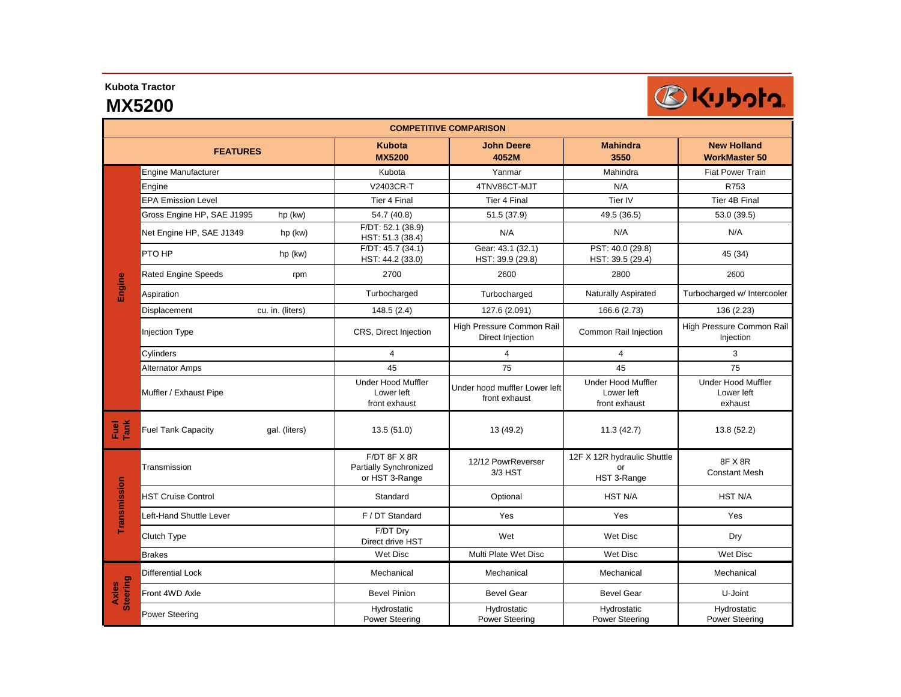Kubota Tractor

# MX5200

| COMPETITIVE COMPARISON | | | | | | |
|---|---|---|---|---|---|---|
| | FEATURES | | Kubota MX5200 | John Deere 4052M | Mahindra 3550 | New Holland WorkMaster 50 |
| Engine | Engine Manufacturer | | Kubota | Yanmar | Mahindra | Fiat Power Train |
| | Engine | | V2403CR-T | 4TNV86CT-MJT | N/A | R753 |
| | EPA Emission Level | | Tier 4 Final | Tier 4 Final | Tier IV | Tier 4B Final |
| | Gross Engine HP, SAE J1995 | hp (kw) | 54.7 (40.8) | 51.5 (37.9) | 49.5 (36.5) | 53.0 (39.5) |
| | Net Engine HP, SAE J1349 | hp (kw) | F/DT: 52.1 (38.9) HST: 51.3 (38.4) | N/A | N/A | N/A |
| | PTO HP | hp (kw) | F/DT: 45.7 (34.1) HST: 44.2 (33.0) | Gear: 43.1 (32.1) HST: 39.9 (29.8) | PST: 40.0 (29.8) HST: 39.5 (29.4) | 45 (34) |
| | Rated Engine Speeds | rpm | 2700 | 2600 | 2800 | 2600 |
| | Aspiration | | Turbocharged | Turbocharged | Naturally Aspirated | Turbocharged w/ Intercooler |
| | Displacement | cu. in. (liters) | 148.5 (2.4) | 127.6 (2.091) | 166.6 (2.73) | 136 (2.23) |
| | Injection Type | | CRS, Direct Injection | High Pressure Common Rail Direct Injection | Common Rail Injection | High Pressure Common Rail Injection |
| | Cylinders | | 4 | 4 | 4 | 3 |
| | Alternator Amps | | 45 | 75 | 45 | 75 |
| | Muffler / Exhaust Pipe | | Under Hood Muffler Lower left front exhaust | Under hood muffler Lower left front exhaust | Under Hood Muffler Lower left front exhaust | Under Hood Muffler Lower left exhaust |
| Fuel Tank | Fuel Tank Capacity | gal. (liters) | 13.5 (51.0) | 13 (49.2) | 11.3 (42.7) | 13.8 (52.2) |
| Transmission | Transmission | | F/DT 8F X 8R Partially Synchronized or HST 3-Range | 12/12 PowrReverser 3/3 HST | 12F X 12R hydraulic Shuttle or HST 3-Range | 8F X 8R Constant Mesh |
| | HST Cruise Control | | Standard | Optional | HST N/A | HST N/A |
| | Left-Hand Shuttle Lever | | F / DT Standard | Yes | Yes | Yes |
| | Clutch Type | | F/DT Dry Direct drive HST | Wet | Wet Disc | Dry |
| | Brakes | | Wet Disc | Multi Plate Wet Disc | Wet Disc | Wet Disc |
| Axles Steering | Differential Lock | | Mechanical | Mechanical | Mechanical | Mechanical |
| | Front 4WD Axle | | Bevel Pinion | Bevel Gear | Bevel Gear | U-Joint |
| | Power Steering | | Hydrostatic Power Steering | Hydrostatic Power Steering | Hydrostatic Power Steering | Hydrostatic Power Steering |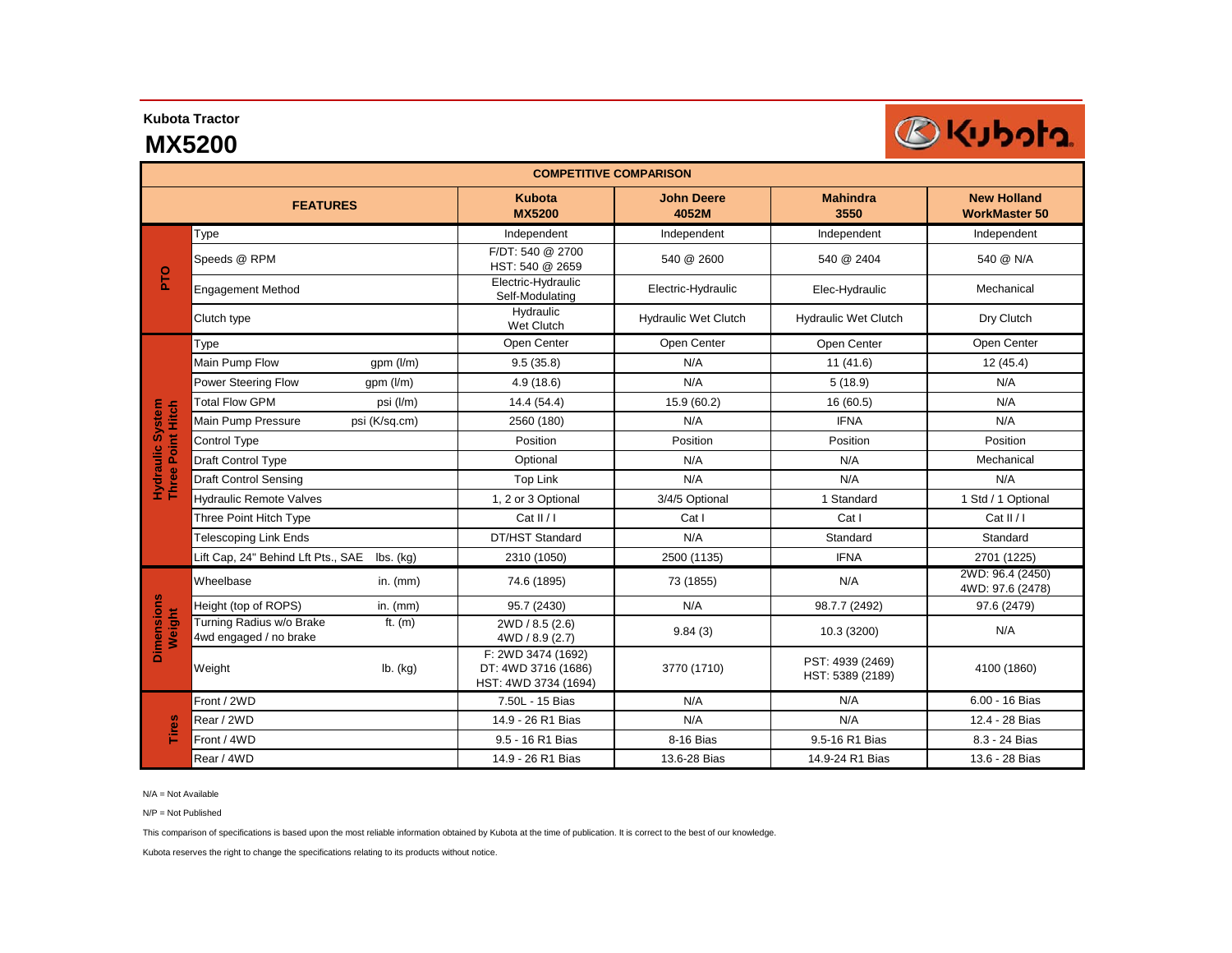Kubota Tractor

# MX5200

| COMPETITIVE COMPARISON | | | | | | |
|---|---|---|---|---|---|---|
| FEATURES | | | Kubota MX5200 | John Deere 4052M | Mahindra 3550 | New Holland WorkMaster 50 |
| PTO | Type | | Independent | Independent | Independent | Independent |
| | Speeds @ RPM | | F/DT: 540 @ 2700 HST: 540 @ 2659 | 540 @ 2600 | 540 @ 2404 | 540 @ N/A |
| | Engagement Method | | Electric-Hydraulic Self-Modulating | Electric-Hydraulic | Elec-Hydraulic | Mechanical |
| | Clutch type | | Hydraulic Wet Clutch | Hydraulic Wet Clutch | Hydraulic Wet Clutch | Dry Clutch |
| Hydraulic System Three Point Hitch | Type | | Open Center | Open Center | Open Center | Open Center |
| | Main Pump Flow | gpm (l/m) | 9.5 (35.8) | N/A | 11 (41.6) | 12 (45.4) |
| | Power Steering Flow | gpm (l/m) | 4.9 (18.6) | N/A | 5 (18.9) | N/A |
| | Total Flow GPM | psi (l/m) | 14.4 (54.4) | 15.9 (60.2) | 16 (60.5) | N/A |
| | Main Pump Pressure | psi (K/sq.cm) | 2560 (180) | N/A | IFNA | N/A |
| | Control Type | | Position | Position | Position | Position |
| | Draft Control Type | | Optional | N/A | N/A | Mechanical |
| | Draft Control Sensing | | Top Link | N/A | N/A | N/A |
| | Hydraulic Remote Valves | | 1, 2 or 3 Optional | 3/4/5 Optional | 1 Standard | 1 Std / 1 Optional |
| | Three Point Hitch Type | | Cat II / I | Cat I | Cat I | Cat II / I |
| | Telescoping Link Ends | | DT/HST Standard | N/A | Standard | Standard |
| | Lift Cap, 24" Behind Lft Pts., SAE | lbs. (kg) | 2310 (1050) | 2500 (1135) | IFNA | 2701 (1225) |
| Dimensions Weight | Wheelbase | in. (mm) | 74.6 (1895) | 73 (1855) | N/A | 2WD: 96.4 (2450) 4WD: 97.6 (2478) |
| | Height (top of ROPS) | in. (mm) | 95.7 (2430) | N/A | 98.7.7 (2492) | 97.6 (2479) |
| | Turning Radius w/o Brake 4wd engaged / no brake | ft. (m) | 2WD / 8.5 (2.6) 4WD / 8.9 (2.7) | 9.84 (3) | 10.3 (3200) | N/A |
| | Weight | lb. (kg) | F: 2WD 3474 (1692) DT: 4WD 3716 (1686) HST: 4WD 3734 (1694) | 3770 (1710) | PST: 4939 (2469) HST: 5389 (2189) | 4100 (1860) |
| Tires | Front / 2WD | | 7.50L - 15 Bias | N/A | N/A | 6.00 - 16 Bias |
| | Rear / 2WD | | 14.9 - 26 R1 Bias | N/A | N/A | 12.4 - 28 Bias |
| | Front / 4WD | | 9.5 - 16 R1 Bias | 8-16 Bias | 9.5-16 R1 Bias | 8.3 - 24 Bias |
| | Rear / 4WD | | 14.9 - 26 R1 Bias | 13.6-28 Bias | 14.9-24 R1 Bias | 13.6 - 28 Bias |

N/A = Not Available

N/P = Not Published

This comparison of specifications is based upon the most reliable information obtained by Kubota at the time of publication. It is correct to the best of our knowledge.

Kubota reserves the right to change the specifications relating to its products without notice.